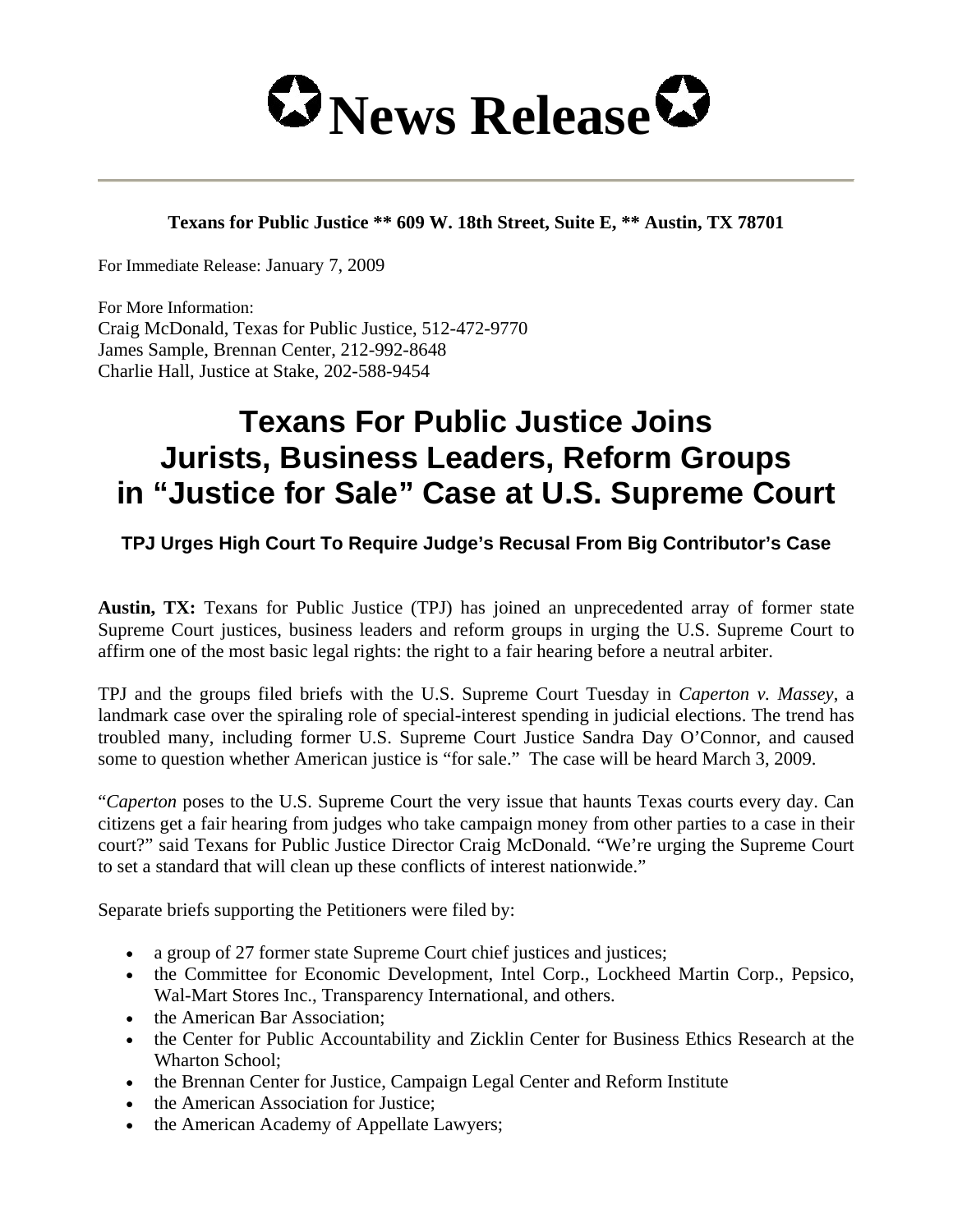# ✪News Release✪

**Texans for Public Justice ** 609 W. 18th Street, Suite E, ** Austin, TX 78701**

For Immediate Release: January 7, 2009

For More Information:
Craig McDonald, Texas for Public Justice, 512-472-9770
James Sample, Brennan Center, 212-992-8648
Charlie Hall, Justice at Stake, 202-588-9454

# Texans For Public Justice Joins Jurists, Business Leaders, Reform Groups in "Justice for Sale" Case at U.S. Supreme Court

### TPJ Urges High Court To Require Judge's Recusal From Big Contributor's Case

**Austin, TX:** Texans for Public Justice (TPJ) has joined an unprecedented array of former state Supreme Court justices, business leaders and reform groups in urging the U.S. Supreme Court to affirm one of the most basic legal rights: the right to a fair hearing before a neutral arbiter.

TPJ and the groups filed briefs with the U.S. Supreme Court Tuesday in *Caperton v. Massey*, a landmark case over the spiraling role of special-interest spending in judicial elections. The trend has troubled many, including former U.S. Supreme Court Justice Sandra Day O'Connor, and caused some to question whether American justice is "for sale." The case will be heard March 3, 2009.

"*Caperton* poses to the U.S. Supreme Court the very issue that haunts Texas courts every day. Can citizens get a fair hearing from judges who take campaign money from other parties to a case in their court?" said Texans for Public Justice Director Craig McDonald. "We're urging the Supreme Court to set a standard that will clean up these conflicts of interest nationwide."

Separate briefs supporting the Petitioners were filed by:

- a group of 27 former state Supreme Court chief justices and justices;
- the Committee for Economic Development, Intel Corp., Lockheed Martin Corp., Pepsico, Wal-Mart Stores Inc., Transparency International, and others.
- the American Bar Association;
- the Center for Public Accountability and Zicklin Center for Business Ethics Research at the Wharton School;
- the Brennan Center for Justice, Campaign Legal Center and Reform Institute
- the American Association for Justice;
- the American Academy of Appellate Lawyers;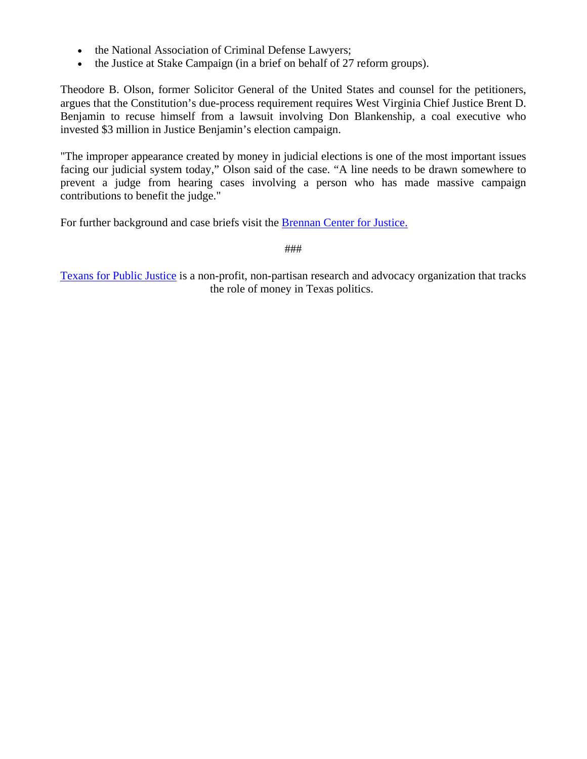- the National Association of Criminal Defense Lawyers;
- the Justice at Stake Campaign (in a brief on behalf of 27 reform groups).

Theodore B. Olson, former Solicitor General of the United States and counsel for the petitioners, argues that the Constitution's due-process requirement requires West Virginia Chief Justice Brent D. Benjamin to recuse himself from a lawsuit involving Don Blankenship, a coal executive who invested $3 million in Justice Benjamin's election campaign.

"The improper appearance created by money in judicial elections is one of the most important issues facing our judicial system today," Olson said of the case. "A line needs to be drawn somewhere to prevent a judge from hearing cases involving a person who has made massive campaign contributions to benefit the judge."

For further background and case briefs visit the Brennan Center for Justice.

###

Texans for Public Justice is a non-profit, non-partisan research and advocacy organization that tracks the role of money in Texas politics.